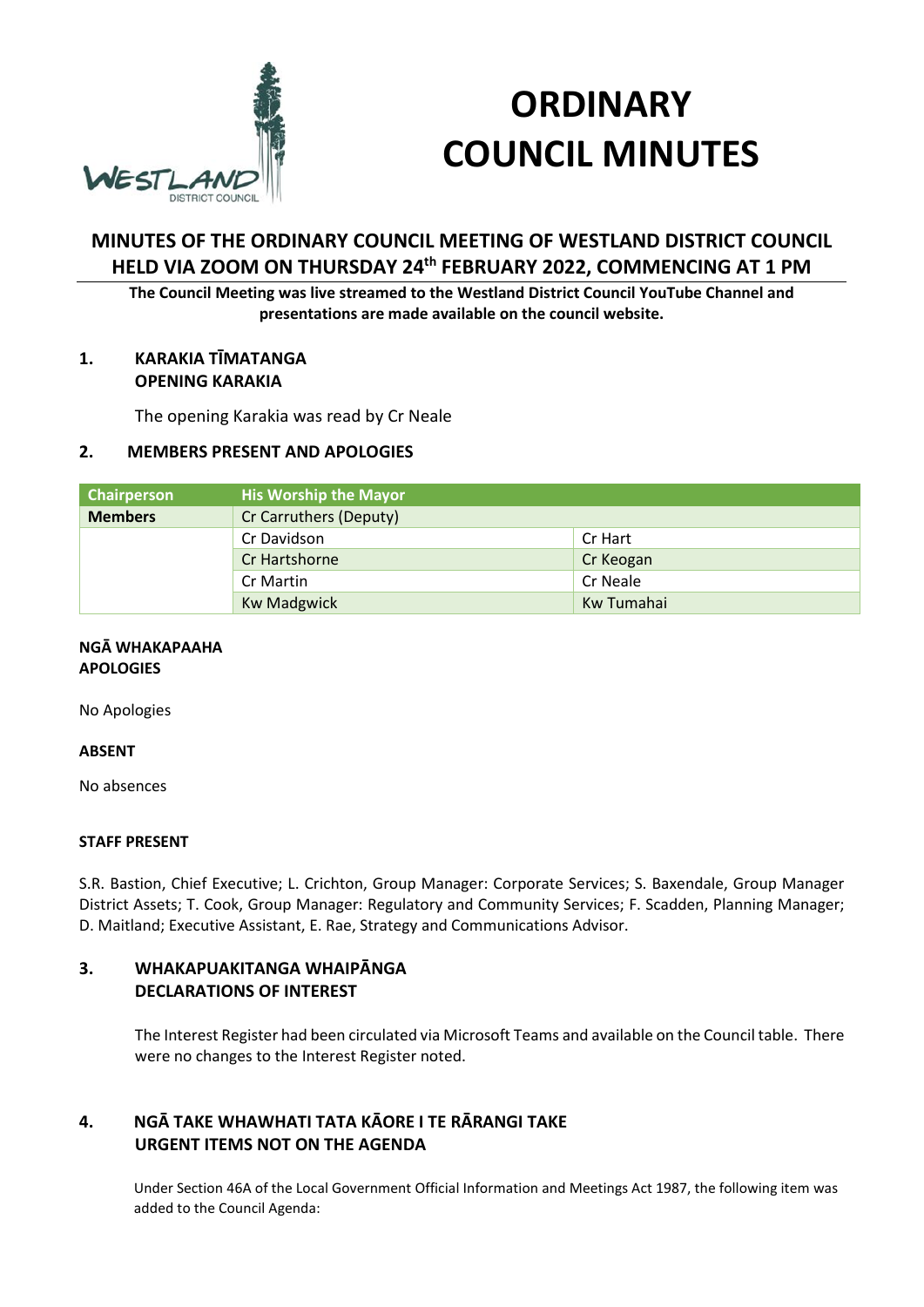# ORDINARY COUNCIL MINUTES

## MINUTES OF THE ORDINARY COUNCIL MEETING OF WESTLAND DISTRICT COUNCIL HELD VIA ZOOM ON THURSDAY 24th FEBRUARY 2022, COMMENCING AT 1 PM

**The Council Meeting was live streamed to the Westland District Council YouTube Channel and presentations are made available on the council website.**

### 1. KARAKIA TĪMATANGA
### OPENING KARAKIA

The opening Karakia was read by Cr Neale

### 2. MEMBERS PRESENT AND APOLOGIES

| Chairperson | His Worship the Mayor | |
|---|---|---|
| **Members** | Cr Carruthers (Deputy) | |
| | Cr Davidson | Cr Hart |
| | Cr Hartshorne | Cr Keogan |
| | Cr Martin | Cr Neale |
| | Kw Madgwick | Kw Tumahai |

**NGĀ WHAKAPAAHA**
**APOLOGIES**

No Apologies

**ABSENT**

No absences

**STAFF PRESENT**

S.R. Bastion, Chief Executive; L. Crichton, Group Manager: Corporate Services; S. Baxendale, Group Manager District Assets; T. Cook, Group Manager: Regulatory and Community Services; F. Scadden, Planning Manager; D. Maitland; Executive Assistant, E. Rae, Strategy and Communications Advisor.

### 3. WHAKAPUAKITANGA WHAIPĀNGA
### DECLARATIONS OF INTEREST

The Interest Register had been circulated via Microsoft Teams and available on the Council table. There were no changes to the Interest Register noted.

### 4. NGĀ TAKE WHAWHATI TATA KĀORE I TE RĀRANGI TAKE
### URGENT ITEMS NOT ON THE AGENDA

Under Section 46A of the Local Government Official Information and Meetings Act 1987, the following item was added to the Council Agenda: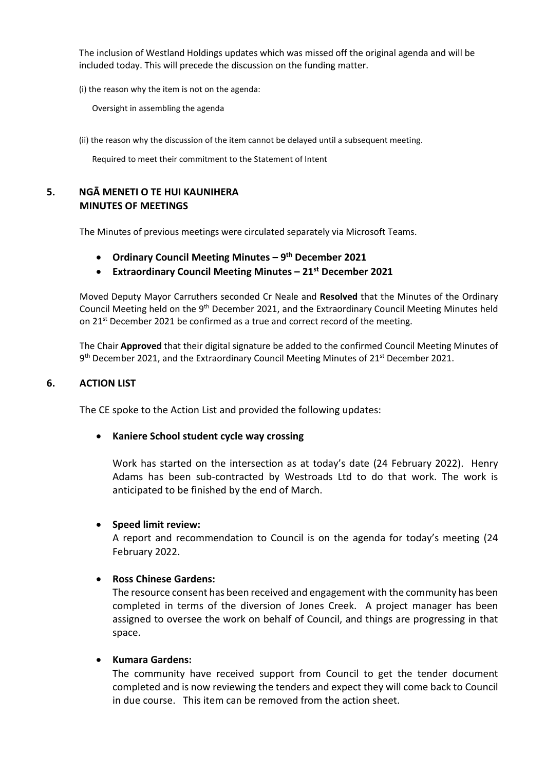The inclusion of Westland Holdings updates which was missed off the original agenda and will be included today. This will precede the discussion on the funding matter.

(i) the reason why the item is not on the agenda:

Oversight in assembling the agenda

(ii) the reason why the discussion of the item cannot be delayed until a subsequent meeting.

Required to meet their commitment to the Statement of Intent

## 5. NGĀ MENETI O TE HUI KAUNIHERA MINUTES OF MEETINGS

The Minutes of previous meetings were circulated separately via Microsoft Teams.

- **Ordinary Council Meeting Minutes – 9th December 2021**
- **Extraordinary Council Meeting Minutes – 21st December 2021**

Moved Deputy Mayor Carruthers seconded Cr Neale and **Resolved** that the Minutes of the Ordinary Council Meeting held on the 9th December 2021, and the Extraordinary Council Meeting Minutes held on 21st December 2021 be confirmed as a true and correct record of the meeting.

The Chair **Approved** that their digital signature be added to the confirmed Council Meeting Minutes of 9th December 2021, and the Extraordinary Council Meeting Minutes of 21st December 2021.

## 6. ACTION LIST

The CE spoke to the Action List and provided the following updates:

- **Kaniere School student cycle way crossing**

  Work has started on the intersection as at today's date (24 February 2022). Henry Adams has been sub-contracted by Westroads Ltd to do that work. The work is anticipated to be finished by the end of March.

- **Speed limit review:**
  A report and recommendation to Council is on the agenda for today's meeting (24 February 2022.

- **Ross Chinese Gardens:**
  The resource consent has been received and engagement with the community has been completed in terms of the diversion of Jones Creek. A project manager has been assigned to oversee the work on behalf of Council, and things are progressing in that space.

- **Kumara Gardens:**
  The community have received support from Council to get the tender document completed and is now reviewing the tenders and expect they will come back to Council in due course. This item can be removed from the action sheet.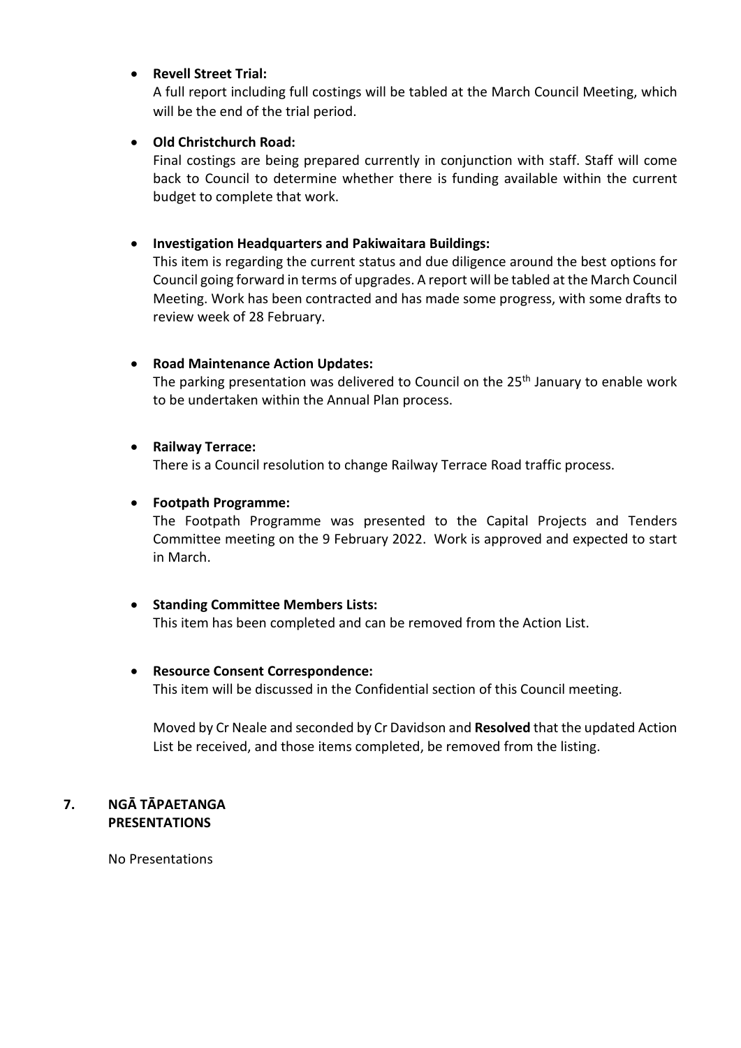- **Revell Street Trial:**
  A full report including full costings will be tabled at the March Council Meeting, which will be the end of the trial period.

- **Old Christchurch Road:**
  Final costings are being prepared currently in conjunction with staff. Staff will come back to Council to determine whether there is funding available within the current budget to complete that work.

- **Investigation Headquarters and Pakiwaitara Buildings:**
  This item is regarding the current status and due diligence around the best options for Council going forward in terms of upgrades. A report will be tabled at the March Council Meeting. Work has been contracted and has made some progress, with some drafts to review week of 28 February.

- **Road Maintenance Action Updates:**
  The parking presentation was delivered to Council on the 25th January to enable work to be undertaken within the Annual Plan process.

- **Railway Terrace:**
  There is a Council resolution to change Railway Terrace Road traffic process.

- **Footpath Programme:**
  The Footpath Programme was presented to the Capital Projects and Tenders Committee meeting on the 9 February 2022. Work is approved and expected to start in March.

- **Standing Committee Members Lists:**
  This item has been completed and can be removed from the Action List.

- **Resource Consent Correspondence:**
  This item will be discussed in the Confidential section of this Council meeting.

  Moved by Cr Neale and seconded by Cr Davidson and **Resolved** that the updated Action List be received, and those items completed, be removed from the listing.

## 7. NGĀ TĀPAETANGA PRESENTATIONS

No Presentations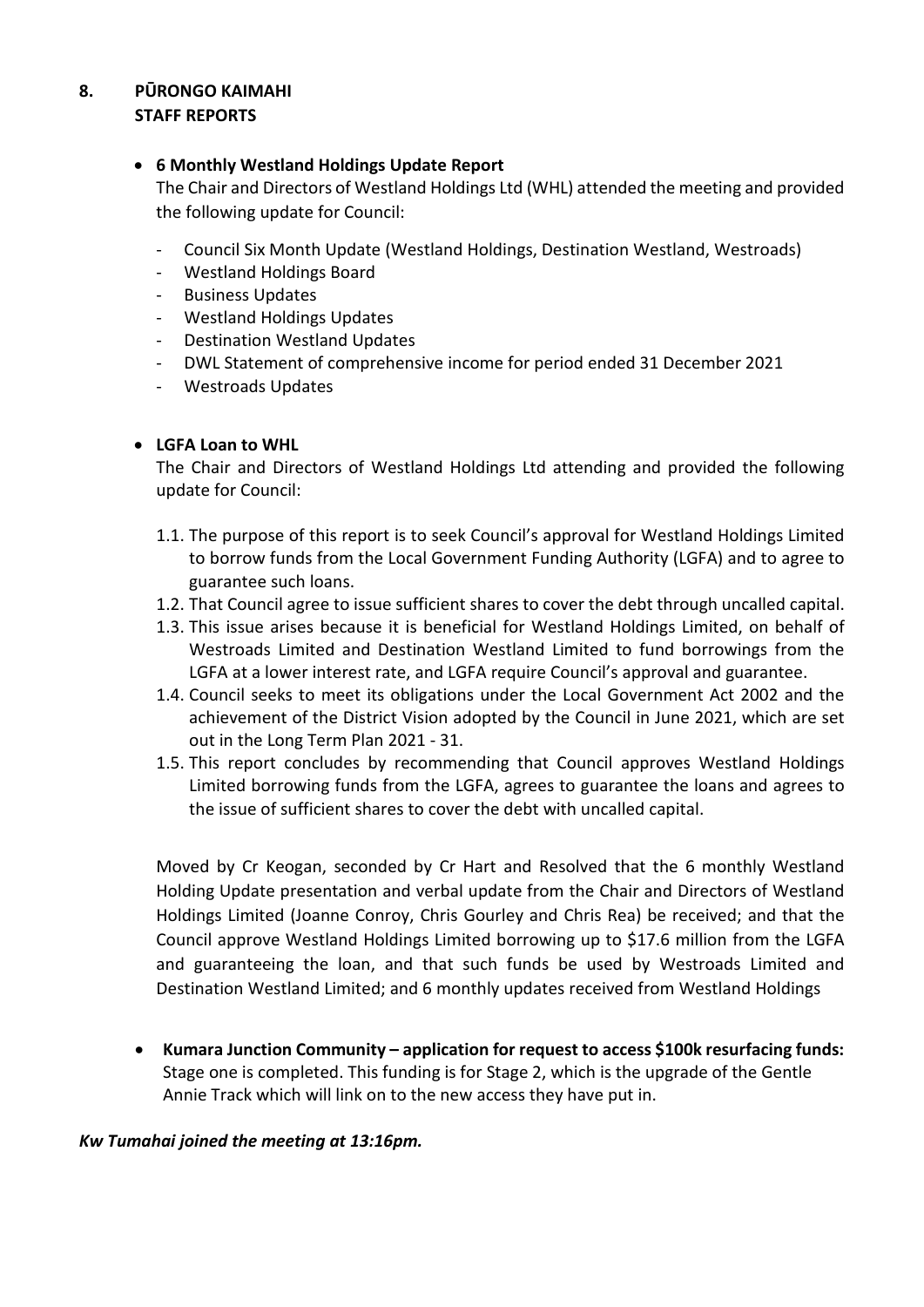## 8. PŪRONGO KAIMAHI STAFF REPORTS

- **6 Monthly Westland Holdings Update Report**

  The Chair and Directors of Westland Holdings Ltd (WHL) attended the meeting and provided the following update for Council:

  - Council Six Month Update (Westland Holdings, Destination Westland, Westroads)
  - Westland Holdings Board
  - Business Updates
  - Westland Holdings Updates
  - Destination Westland Updates
  - DWL Statement of comprehensive income for period ended 31 December 2021
  - Westroads Updates

- **LGFA Loan to WHL**

  The Chair and Directors of Westland Holdings Ltd attending and provided the following update for Council:

  1.1. The purpose of this report is to seek Council's approval for Westland Holdings Limited to borrow funds from the Local Government Funding Authority (LGFA) and to agree to guarantee such loans.

  1.2. That Council agree to issue sufficient shares to cover the debt through uncalled capital.

  1.3. This issue arises because it is beneficial for Westland Holdings Limited, on behalf of Westroads Limited and Destination Westland Limited to fund borrowings from the LGFA at a lower interest rate, and LGFA require Council's approval and guarantee.

  1.4. Council seeks to meet its obligations under the Local Government Act 2002 and the achievement of the District Vision adopted by the Council in June 2021, which are set out in the Long Term Plan 2021 - 31.

  1.5. This report concludes by recommending that Council approves Westland Holdings Limited borrowing funds from the LGFA, agrees to guarantee the loans and agrees to the issue of sufficient shares to cover the debt with uncalled capital.

  Moved by Cr Keogan, seconded by Cr Hart and Resolved that the 6 monthly Westland Holding Update presentation and verbal update from the Chair and Directors of Westland Holdings Limited (Joanne Conroy, Chris Gourley and Chris Rea) be received; and that the Council approve Westland Holdings Limited borrowing up to $17.6 million from the LGFA and guaranteeing the loan, and that such funds be used by Westroads Limited and Destination Westland Limited; and 6 monthly updates received from Westland Holdings

- **Kumara Junction Community – application for request to access $100k resurfacing funds:** Stage one is completed. This funding is for Stage 2, which is the upgrade of the Gentle Annie Track which will link on to the new access they have put in.

***Kw Tumahai joined the meeting at 13:16pm.***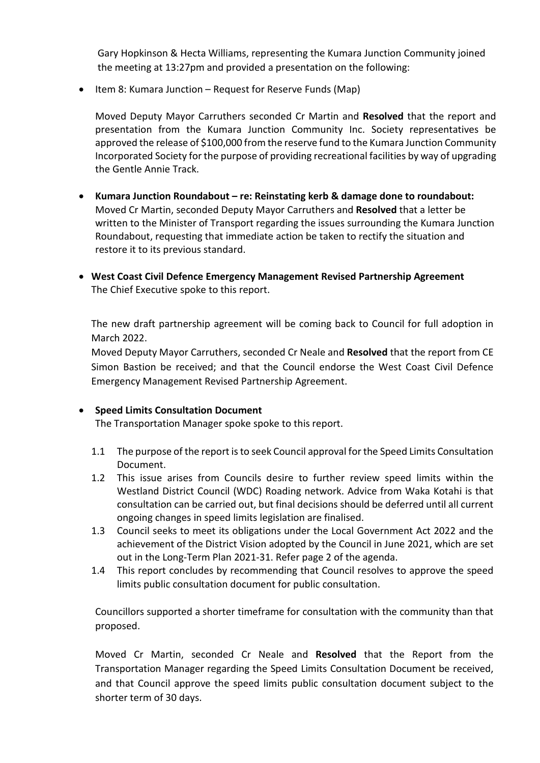Gary Hopkinson & Hecta Williams, representing the Kumara Junction Community joined the meeting at 13:27pm and provided a presentation on the following:

- Item 8: Kumara Junction – Request for Reserve Funds (Map)

  Moved Deputy Mayor Carruthers seconded Cr Martin and **Resolved** that the report and presentation from the Kumara Junction Community Inc. Society representatives be approved the release of $100,000 from the reserve fund to the Kumara Junction Community Incorporated Society for the purpose of providing recreational facilities by way of upgrading the Gentle Annie Track.

- **Kumara Junction Roundabout – re: Reinstating kerb & damage done to roundabout:** Moved Cr Martin, seconded Deputy Mayor Carruthers and **Resolved** that a letter be written to the Minister of Transport regarding the issues surrounding the Kumara Junction Roundabout, requesting that immediate action be taken to rectify the situation and restore it to its previous standard.

- **West Coast Civil Defence Emergency Management Revised Partnership Agreement**
  The Chief Executive spoke to this report.

  The new draft partnership agreement will be coming back to Council for full adoption in March 2022.
  Moved Deputy Mayor Carruthers, seconded Cr Neale and **Resolved** that the report from CE Simon Bastion be received; and that the Council endorse the West Coast Civil Defence Emergency Management Revised Partnership Agreement.

- **Speed Limits Consultation Document**
  The Transportation Manager spoke spoke to this report.

  1.1 The purpose of the report is to seek Council approval for the Speed Limits Consultation Document.
  1.2 This issue arises from Councils desire to further review speed limits within the Westland District Council (WDC) Roading network. Advice from Waka Kotahi is that consultation can be carried out, but final decisions should be deferred until all current ongoing changes in speed limits legislation are finalised.
  1.3 Council seeks to meet its obligations under the Local Government Act 2022 and the achievement of the District Vision adopted by the Council in June 2021, which are set out in the Long-Term Plan 2021-31. Refer page 2 of the agenda.
  1.4 This report concludes by recommending that Council resolves to approve the speed limits public consultation document for public consultation.

  Councillors supported a shorter timeframe for consultation with the community than that proposed.

  Moved Cr Martin, seconded Cr Neale and **Resolved** that the Report from the Transportation Manager regarding the Speed Limits Consultation Document be received, and that Council approve the speed limits public consultation document subject to the shorter term of 30 days.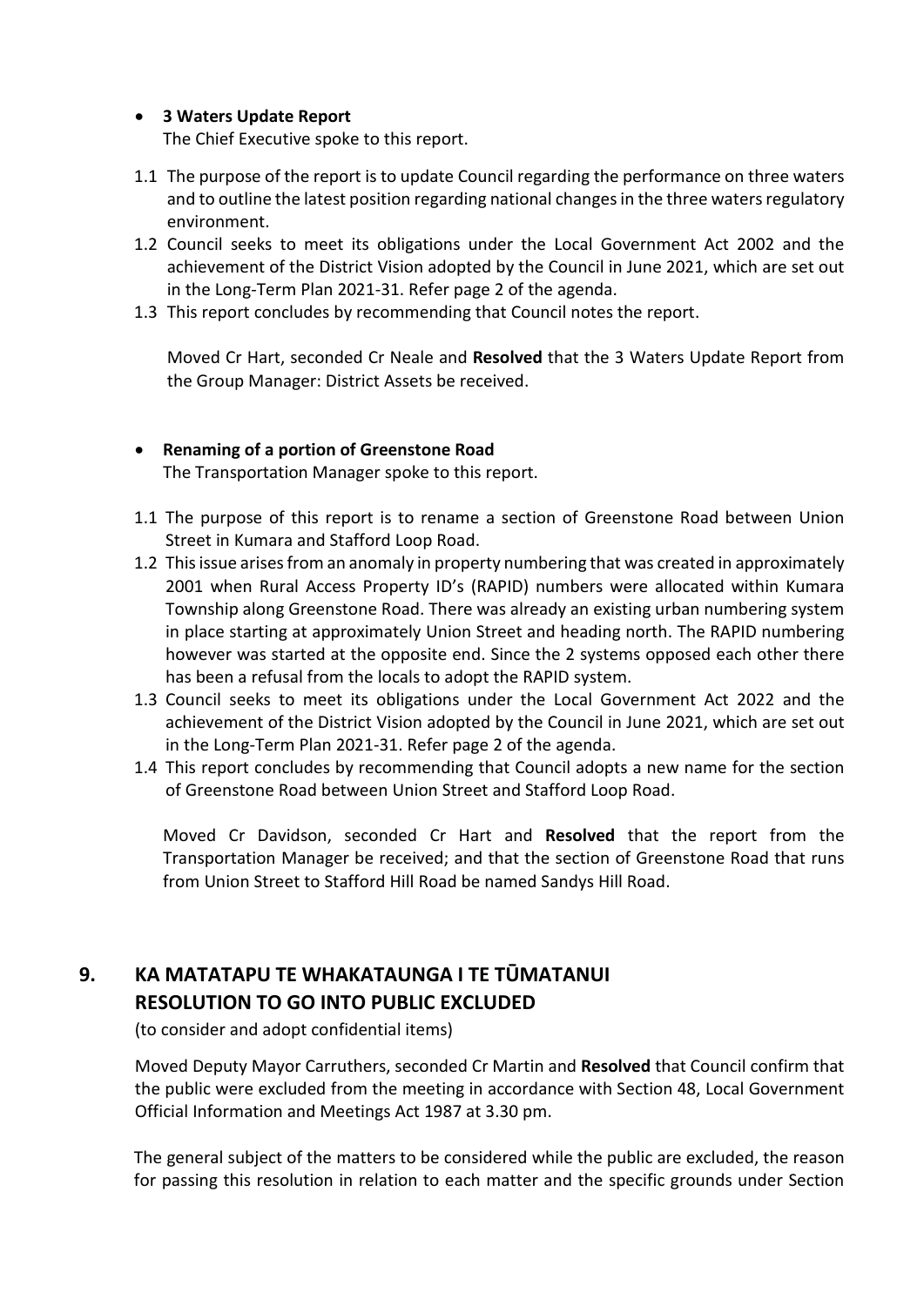- **3 Waters Update Report**
  The Chief Executive spoke to this report.

1.1 The purpose of the report is to update Council regarding the performance on three waters and to outline the latest position regarding national changes in the three waters regulatory environment.
1.2 Council seeks to meet its obligations under the Local Government Act 2002 and the achievement of the District Vision adopted by the Council in June 2021, which are set out in the Long-Term Plan 2021-31. Refer page 2 of the agenda.
1.3 This report concludes by recommending that Council notes the report.

Moved Cr Hart, seconded Cr Neale and **Resolved** that the 3 Waters Update Report from the Group Manager: District Assets be received.

- **Renaming of a portion of Greenstone Road**
  The Transportation Manager spoke to this report.

1.1 The purpose of this report is to rename a section of Greenstone Road between Union Street in Kumara and Stafford Loop Road.
1.2 This issue arises from an anomaly in property numbering that was created in approximately 2001 when Rural Access Property ID's (RAPID) numbers were allocated within Kumara Township along Greenstone Road. There was already an existing urban numbering system in place starting at approximately Union Street and heading north. The RAPID numbering however was started at the opposite end. Since the 2 systems opposed each other there has been a refusal from the locals to adopt the RAPID system.
1.3 Council seeks to meet its obligations under the Local Government Act 2022 and the achievement of the District Vision adopted by the Council in June 2021, which are set out in the Long-Term Plan 2021-31. Refer page 2 of the agenda.
1.4 This report concludes by recommending that Council adopts a new name for the section of Greenstone Road between Union Street and Stafford Loop Road.

Moved Cr Davidson, seconded Cr Hart and **Resolved** that the report from the Transportation Manager be received; and that the section of Greenstone Road that runs from Union Street to Stafford Hill Road be named Sandys Hill Road.

## 9. KA MATATAPU TE WHAKATAUNGA I TE TŪMATANUI RESOLUTION TO GO INTO PUBLIC EXCLUDED

(to consider and adopt confidential items)

Moved Deputy Mayor Carruthers, seconded Cr Martin and **Resolved** that Council confirm that the public were excluded from the meeting in accordance with Section 48, Local Government Official Information and Meetings Act 1987 at 3.30 pm.

The general subject of the matters to be considered while the public are excluded, the reason for passing this resolution in relation to each matter and the specific grounds under Section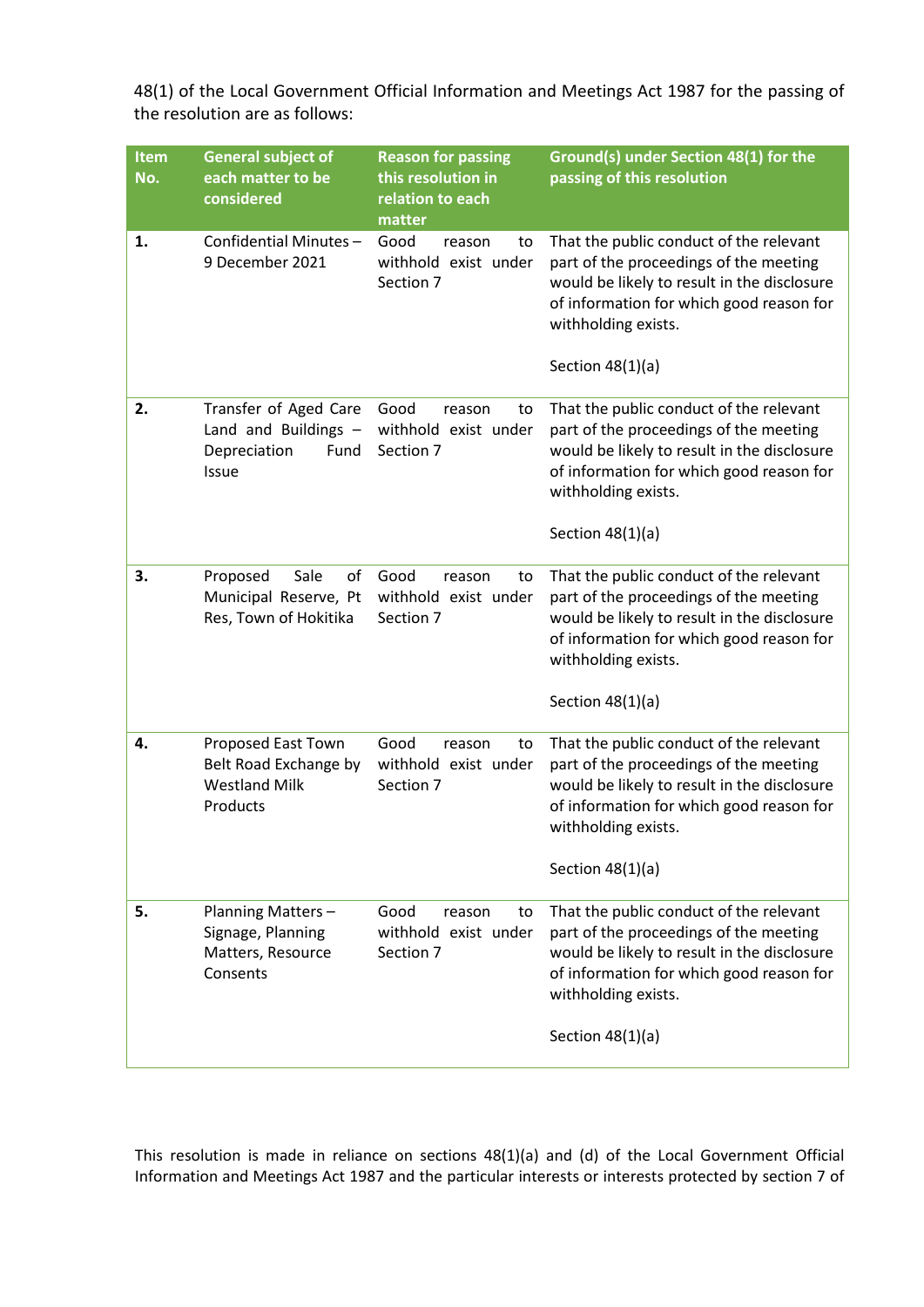48(1) of the Local Government Official Information and Meetings Act 1987 for the passing of the resolution are as follows:

| Item No. | General subject of each matter to be considered | Reason for passing this resolution in relation to each matter | Ground(s) under Section 48(1) for the passing of this resolution |
|---|---|---|---|
| **1.** | Confidential Minutes – 9 December 2021 | Good reason to withhold exist under Section 7 | That the public conduct of the relevant part of the proceedings of the meeting would be likely to result in the disclosure of information for which good reason for withholding exists.<br><br>Section 48(1)(a) |
| **2.** | Transfer of Aged Care Land and Buildings – Depreciation Fund Issue | Good reason to withhold exist under Section 7 | That the public conduct of the relevant part of the proceedings of the meeting would be likely to result in the disclosure of information for which good reason for withholding exists.<br><br>Section 48(1)(a) |
| **3.** | Proposed Sale of Municipal Reserve, Pt Res, Town of Hokitika | Good reason to withhold exist under Section 7 | That the public conduct of the relevant part of the proceedings of the meeting would be likely to result in the disclosure of information for which good reason for withholding exists.<br><br>Section 48(1)(a) |
| **4.** | Proposed East Town Belt Road Exchange by Westland Milk Products | Good reason to withhold exist under Section 7 | That the public conduct of the relevant part of the proceedings of the meeting would be likely to result in the disclosure of information for which good reason for withholding exists.<br><br>Section 48(1)(a) |
| **5.** | Planning Matters – Signage, Planning Matters, Resource Consents | Good reason to withhold exist under Section 7 | That the public conduct of the relevant part of the proceedings of the meeting would be likely to result in the disclosure of information for which good reason for withholding exists.<br><br>Section 48(1)(a) |

This resolution is made in reliance on sections 48(1)(a) and (d) of the Local Government Official Information and Meetings Act 1987 and the particular interests or interests protected by section 7 of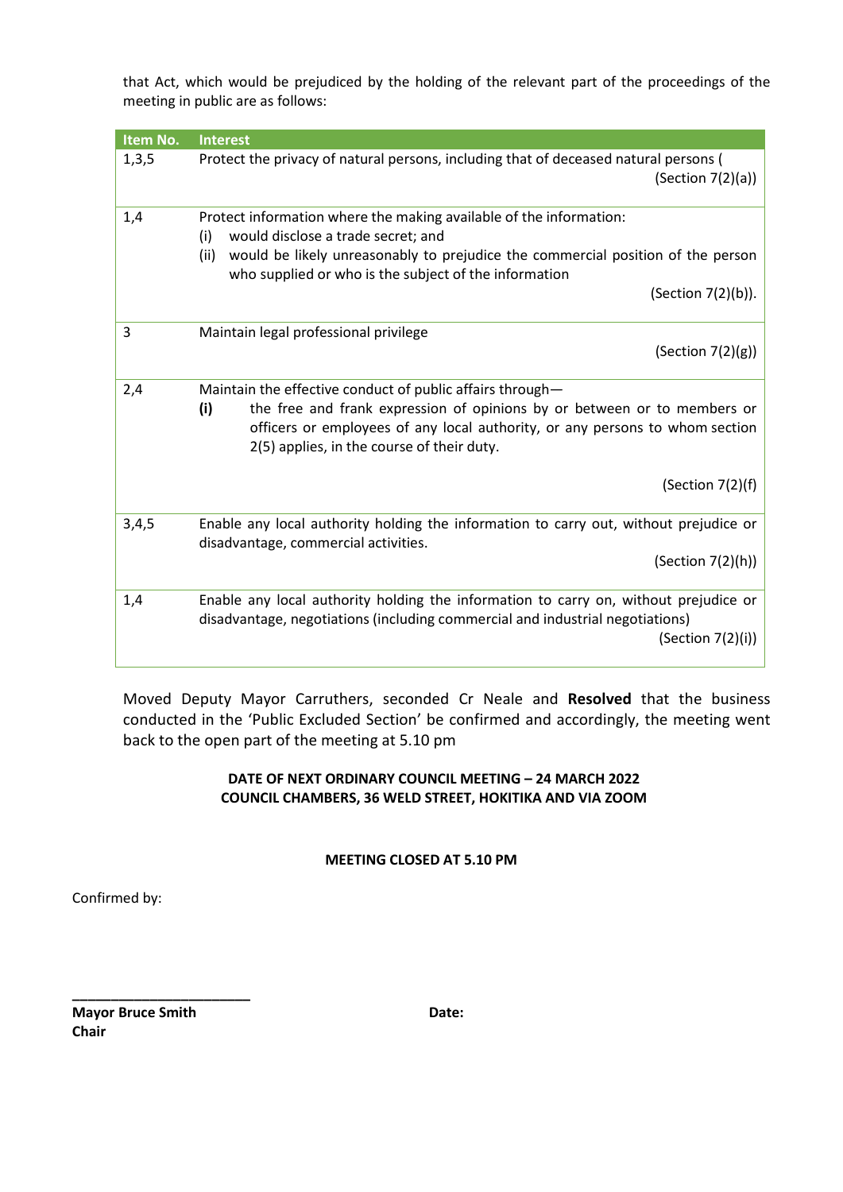that Act, which would be prejudiced by the holding of the relevant part of the proceedings of the meeting in public are as follows:

| Item No. | Interest |
|---|---|
| 1,3,5 | Protect the privacy of natural persons, including that of deceased natural persons ( (Section 7(2)(a)) |
| 1,4 | Protect information where the making available of the information:<br>(i) would disclose a trade secret; and<br>(ii) would be likely unreasonably to prejudice the commercial position of the person who supplied or who is the subject of the information (Section 7(2)(b)). |
| 3 | Maintain legal professional privilege (Section 7(2)(g)) |
| 2,4 | Maintain the effective conduct of public affairs through—<br>**(i)** the free and frank expression of opinions by or between or to members or officers or employees of any local authority, or any persons to whom section 2(5) applies, in the course of their duty. (Section 7(2)(f) |
| 3,4,5 | Enable any local authority holding the information to carry out, without prejudice or disadvantage, commercial activities. (Section 7(2)(h)) |
| 1,4 | Enable any local authority holding the information to carry on, without prejudice or disadvantage, negotiations (including commercial and industrial negotiations) (Section 7(2)(i)) |

Moved Deputy Mayor Carruthers, seconded Cr Neale and **Resolved** that the business conducted in the 'Public Excluded Section' be confirmed and accordingly, the meeting went back to the open part of the meeting at 5.10 pm

**DATE OF NEXT ORDINARY COUNCIL MEETING – 24 MARCH 2022**
**COUNCIL CHAMBERS, 36 WELD STREET, HOKITIKA AND VIA ZOOM**

**MEETING CLOSED AT 5.10 PM**

Confirmed by:

______________________

**Mayor Bruce Smith**
**Chair**

**Date:**